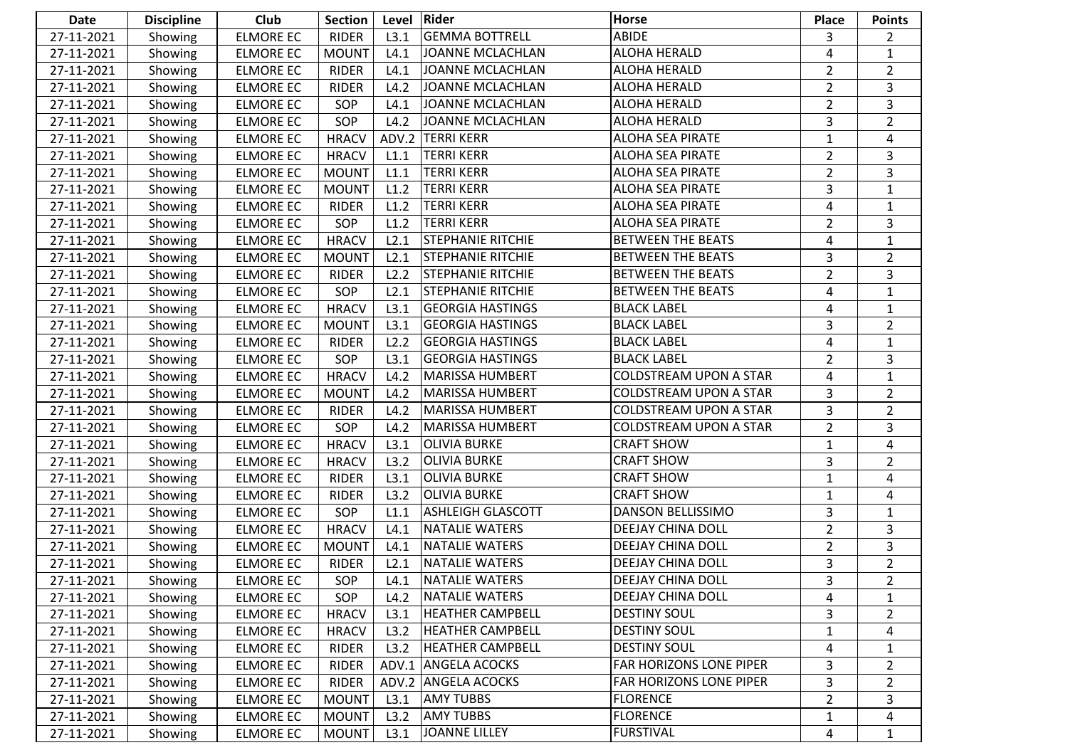| Date | Discipline | Club | Section | Level | Rider | Horse | Place | Points |
|---|---|---|---|---|---|---|---|---|
| 27-11-2021 | Showing | ELMORE EC | RIDER | L3.1 | GEMMA BOTTRELL | ABIDE | 3 | 2 |
| 27-11-2021 | Showing | ELMORE EC | MOUNT | L4.1 | JOANNE MCLACHLAN | ALOHA HERALD | 4 | 1 |
| 27-11-2021 | Showing | ELMORE EC | RIDER | L4.1 | JOANNE MCLACHLAN | ALOHA HERALD | 2 | 2 |
| 27-11-2021 | Showing | ELMORE EC | RIDER | L4.2 | JOANNE MCLACHLAN | ALOHA HERALD | 2 | 3 |
| 27-11-2021 | Showing | ELMORE EC | SOP | L4.1 | JOANNE MCLACHLAN | ALOHA HERALD | 2 | 3 |
| 27-11-2021 | Showing | ELMORE EC | SOP | L4.2 | JOANNE MCLACHLAN | ALOHA HERALD | 3 | 2 |
| 27-11-2021 | Showing | ELMORE EC | HRACV | ADV.2 | TERRI KERR | ALOHA SEA PIRATE | 1 | 4 |
| 27-11-2021 | Showing | ELMORE EC | HRACV | L1.1 | TERRI KERR | ALOHA SEA PIRATE | 2 | 3 |
| 27-11-2021 | Showing | ELMORE EC | MOUNT | L1.1 | TERRI KERR | ALOHA SEA PIRATE | 2 | 3 |
| 27-11-2021 | Showing | ELMORE EC | MOUNT | L1.2 | TERRI KERR | ALOHA SEA PIRATE | 3 | 1 |
| 27-11-2021 | Showing | ELMORE EC | RIDER | L1.2 | TERRI KERR | ALOHA SEA PIRATE | 4 | 1 |
| 27-11-2021 | Showing | ELMORE EC | SOP | L1.2 | TERRI KERR | ALOHA SEA PIRATE | 2 | 3 |
| 27-11-2021 | Showing | ELMORE EC | HRACV | L2.1 | STEPHANIE RITCHIE | BETWEEN THE BEATS | 4 | 1 |
| 27-11-2021 | Showing | ELMORE EC | MOUNT | L2.1 | STEPHANIE RITCHIE | BETWEEN THE BEATS | 3 | 2 |
| 27-11-2021 | Showing | ELMORE EC | RIDER | L2.2 | STEPHANIE RITCHIE | BETWEEN THE BEATS | 2 | 3 |
| 27-11-2021 | Showing | ELMORE EC | SOP | L2.1 | STEPHANIE RITCHIE | BETWEEN THE BEATS | 4 | 1 |
| 27-11-2021 | Showing | ELMORE EC | HRACV | L3.1 | GEORGIA HASTINGS | BLACK LABEL | 4 | 1 |
| 27-11-2021 | Showing | ELMORE EC | MOUNT | L3.1 | GEORGIA HASTINGS | BLACK LABEL | 3 | 2 |
| 27-11-2021 | Showing | ELMORE EC | RIDER | L2.2 | GEORGIA HASTINGS | BLACK LABEL | 4 | 1 |
| 27-11-2021 | Showing | ELMORE EC | SOP | L3.1 | GEORGIA HASTINGS | BLACK LABEL | 2 | 3 |
| 27-11-2021 | Showing | ELMORE EC | HRACV | L4.2 | MARISSA HUMBERT | COLDSTREAM UPON A STAR | 4 | 1 |
| 27-11-2021 | Showing | ELMORE EC | MOUNT | L4.2 | MARISSA HUMBERT | COLDSTREAM UPON A STAR | 3 | 2 |
| 27-11-2021 | Showing | ELMORE EC | RIDER | L4.2 | MARISSA HUMBERT | COLDSTREAM UPON A STAR | 3 | 2 |
| 27-11-2021 | Showing | ELMORE EC | SOP | L4.2 | MARISSA HUMBERT | COLDSTREAM UPON A STAR | 2 | 3 |
| 27-11-2021 | Showing | ELMORE EC | HRACV | L3.1 | OLIVIA BURKE | CRAFT SHOW | 1 | 4 |
| 27-11-2021 | Showing | ELMORE EC | HRACV | L3.2 | OLIVIA BURKE | CRAFT SHOW | 3 | 2 |
| 27-11-2021 | Showing | ELMORE EC | RIDER | L3.1 | OLIVIA BURKE | CRAFT SHOW | 1 | 4 |
| 27-11-2021 | Showing | ELMORE EC | RIDER | L3.2 | OLIVIA BURKE | CRAFT SHOW | 1 | 4 |
| 27-11-2021 | Showing | ELMORE EC | SOP | L1.1 | ASHLEIGH GLASCOTT | DANSON BELLISSIMO | 3 | 1 |
| 27-11-2021 | Showing | ELMORE EC | HRACV | L4.1 | NATALIE WATERS | DEEJAY CHINA DOLL | 2 | 3 |
| 27-11-2021 | Showing | ELMORE EC | MOUNT | L4.1 | NATALIE WATERS | DEEJAY CHINA DOLL | 2 | 3 |
| 27-11-2021 | Showing | ELMORE EC | RIDER | L2.1 | NATALIE WATERS | DEEJAY CHINA DOLL | 3 | 2 |
| 27-11-2021 | Showing | ELMORE EC | SOP | L4.1 | NATALIE WATERS | DEEJAY CHINA DOLL | 3 | 2 |
| 27-11-2021 | Showing | ELMORE EC | SOP | L4.2 | NATALIE WATERS | DEEJAY CHINA DOLL | 4 | 1 |
| 27-11-2021 | Showing | ELMORE EC | HRACV | L3.1 | HEATHER CAMPBELL | DESTINY SOUL | 3 | 2 |
| 27-11-2021 | Showing | ELMORE EC | HRACV | L3.2 | HEATHER CAMPBELL | DESTINY SOUL | 1 | 4 |
| 27-11-2021 | Showing | ELMORE EC | RIDER | L3.2 | HEATHER CAMPBELL | DESTINY SOUL | 4 | 1 |
| 27-11-2021 | Showing | ELMORE EC | RIDER | ADV.1 | ANGELA ACOCKS | FAR HORIZONS LONE PIPER | 3 | 2 |
| 27-11-2021 | Showing | ELMORE EC | RIDER | ADV.2 | ANGELA ACOCKS | FAR HORIZONS LONE PIPER | 3 | 2 |
| 27-11-2021 | Showing | ELMORE EC | MOUNT | L3.1 | AMY TUBBS | FLORENCE | 2 | 3 |
| 27-11-2021 | Showing | ELMORE EC | MOUNT | L3.2 | AMY TUBBS | FLORENCE | 1 | 4 |
| 27-11-2021 | Showing | ELMORE EC | MOUNT | L3.1 | JOANNE LILLEY | FURSTIVAL | 4 | 1 |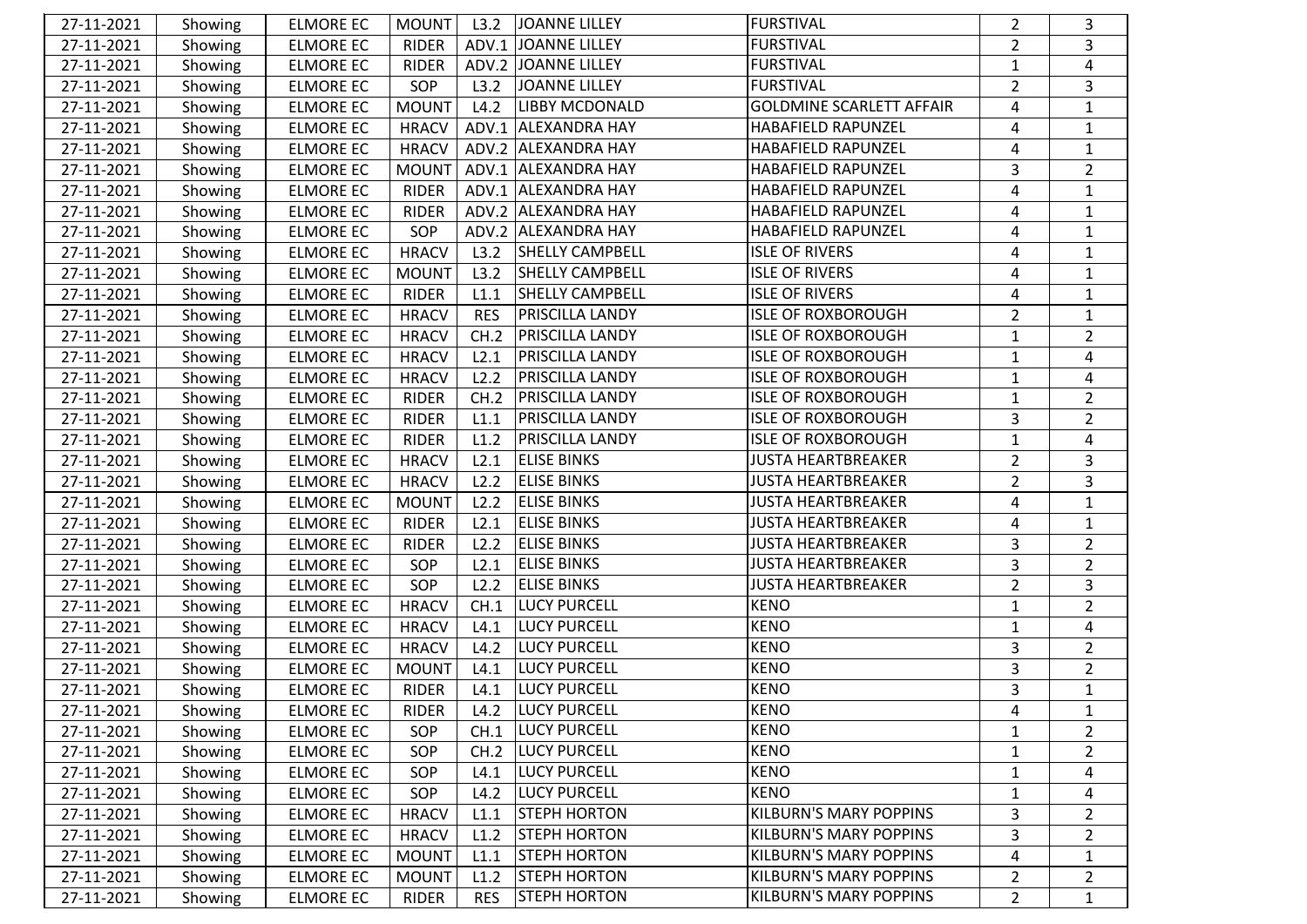| | | | | | | | | |
|---|---|---|---|---|---|---|---|---|
| 27-11-2021 | Showing | ELMORE EC | MOUNT | L3.2 | JOANNE LILLEY | FURSTIVAL | 2 | 3 |
| 27-11-2021 | Showing | ELMORE EC | RIDER | ADV.1 | JOANNE LILLEY | FURSTIVAL | 2 | 3 |
| 27-11-2021 | Showing | ELMORE EC | RIDER | ADV.2 | JOANNE LILLEY | FURSTIVAL | 1 | 4 |
| 27-11-2021 | Showing | ELMORE EC | SOP | L3.2 | JOANNE LILLEY | FURSTIVAL | 2 | 3 |
| 27-11-2021 | Showing | ELMORE EC | MOUNT | L4.2 | LIBBY MCDONALD | GOLDMINE SCARLETT AFFAIR | 4 | 1 |
| 27-11-2021 | Showing | ELMORE EC | HRACV | ADV.1 | ALEXANDRA HAY | HABAFIELD RAPUNZEL | 4 | 1 |
| 27-11-2021 | Showing | ELMORE EC | HRACV | ADV.2 | ALEXANDRA HAY | HABAFIELD RAPUNZEL | 4 | 1 |
| 27-11-2021 | Showing | ELMORE EC | MOUNT | ADV.1 | ALEXANDRA HAY | HABAFIELD RAPUNZEL | 3 | 2 |
| 27-11-2021 | Showing | ELMORE EC | RIDER | ADV.1 | ALEXANDRA HAY | HABAFIELD RAPUNZEL | 4 | 1 |
| 27-11-2021 | Showing | ELMORE EC | RIDER | ADV.2 | ALEXANDRA HAY | HABAFIELD RAPUNZEL | 4 | 1 |
| 27-11-2021 | Showing | ELMORE EC | SOP | ADV.2 | ALEXANDRA HAY | HABAFIELD RAPUNZEL | 4 | 1 |
| 27-11-2021 | Showing | ELMORE EC | HRACV | L3.2 | SHELLY CAMPBELL | ISLE OF RIVERS | 4 | 1 |
| 27-11-2021 | Showing | ELMORE EC | MOUNT | L3.2 | SHELLY CAMPBELL | ISLE OF RIVERS | 4 | 1 |
| 27-11-2021 | Showing | ELMORE EC | RIDER | L1.1 | SHELLY CAMPBELL | ISLE OF RIVERS | 4 | 1 |
| 27-11-2021 | Showing | ELMORE EC | HRACV | RES | PRISCILLA LANDY | ISLE OF ROXBOROUGH | 2 | 1 |
| 27-11-2021 | Showing | ELMORE EC | HRACV | CH.2 | PRISCILLA LANDY | ISLE OF ROXBOROUGH | 1 | 2 |
| 27-11-2021 | Showing | ELMORE EC | HRACV | L2.1 | PRISCILLA LANDY | ISLE OF ROXBOROUGH | 1 | 4 |
| 27-11-2021 | Showing | ELMORE EC | HRACV | L2.2 | PRISCILLA LANDY | ISLE OF ROXBOROUGH | 1 | 4 |
| 27-11-2021 | Showing | ELMORE EC | RIDER | CH.2 | PRISCILLA LANDY | ISLE OF ROXBOROUGH | 1 | 2 |
| 27-11-2021 | Showing | ELMORE EC | RIDER | L1.1 | PRISCILLA LANDY | ISLE OF ROXBOROUGH | 3 | 2 |
| 27-11-2021 | Showing | ELMORE EC | RIDER | L1.2 | PRISCILLA LANDY | ISLE OF ROXBOROUGH | 1 | 4 |
| 27-11-2021 | Showing | ELMORE EC | HRACV | L2.1 | ELISE BINKS | JUSTA HEARTBREAKER | 2 | 3 |
| 27-11-2021 | Showing | ELMORE EC | HRACV | L2.2 | ELISE BINKS | JUSTA HEARTBREAKER | 2 | 3 |
| 27-11-2021 | Showing | ELMORE EC | MOUNT | L2.2 | ELISE BINKS | JUSTA HEARTBREAKER | 4 | 1 |
| 27-11-2021 | Showing | ELMORE EC | RIDER | L2.1 | ELISE BINKS | JUSTA HEARTBREAKER | 4 | 1 |
| 27-11-2021 | Showing | ELMORE EC | RIDER | L2.2 | ELISE BINKS | JUSTA HEARTBREAKER | 3 | 2 |
| 27-11-2021 | Showing | ELMORE EC | SOP | L2.1 | ELISE BINKS | JUSTA HEARTBREAKER | 3 | 2 |
| 27-11-2021 | Showing | ELMORE EC | SOP | L2.2 | ELISE BINKS | JUSTA HEARTBREAKER | 2 | 3 |
| 27-11-2021 | Showing | ELMORE EC | HRACV | CH.1 | LUCY PURCELL | KENO | 1 | 2 |
| 27-11-2021 | Showing | ELMORE EC | HRACV | L4.1 | LUCY PURCELL | KENO | 1 | 4 |
| 27-11-2021 | Showing | ELMORE EC | HRACV | L4.2 | LUCY PURCELL | KENO | 3 | 2 |
| 27-11-2021 | Showing | ELMORE EC | MOUNT | L4.1 | LUCY PURCELL | KENO | 3 | 2 |
| 27-11-2021 | Showing | ELMORE EC | RIDER | L4.1 | LUCY PURCELL | KENO | 3 | 1 |
| 27-11-2021 | Showing | ELMORE EC | RIDER | L4.2 | LUCY PURCELL | KENO | 4 | 1 |
| 27-11-2021 | Showing | ELMORE EC | SOP | CH.1 | LUCY PURCELL | KENO | 1 | 2 |
| 27-11-2021 | Showing | ELMORE EC | SOP | CH.2 | LUCY PURCELL | KENO | 1 | 2 |
| 27-11-2021 | Showing | ELMORE EC | SOP | L4.1 | LUCY PURCELL | KENO | 1 | 4 |
| 27-11-2021 | Showing | ELMORE EC | SOP | L4.2 | LUCY PURCELL | KENO | 1 | 4 |
| 27-11-2021 | Showing | ELMORE EC | HRACV | L1.1 | STEPH HORTON | KILBURN'S MARY POPPINS | 3 | 2 |
| 27-11-2021 | Showing | ELMORE EC | HRACV | L1.2 | STEPH HORTON | KILBURN'S MARY POPPINS | 3 | 2 |
| 27-11-2021 | Showing | ELMORE EC | MOUNT | L1.1 | STEPH HORTON | KILBURN'S MARY POPPINS | 4 | 1 |
| 27-11-2021 | Showing | ELMORE EC | MOUNT | L1.2 | STEPH HORTON | KILBURN'S MARY POPPINS | 2 | 2 |
| 27-11-2021 | Showing | ELMORE EC | RIDER | RES | STEPH HORTON | KILBURN'S MARY POPPINS | 2 | 1 |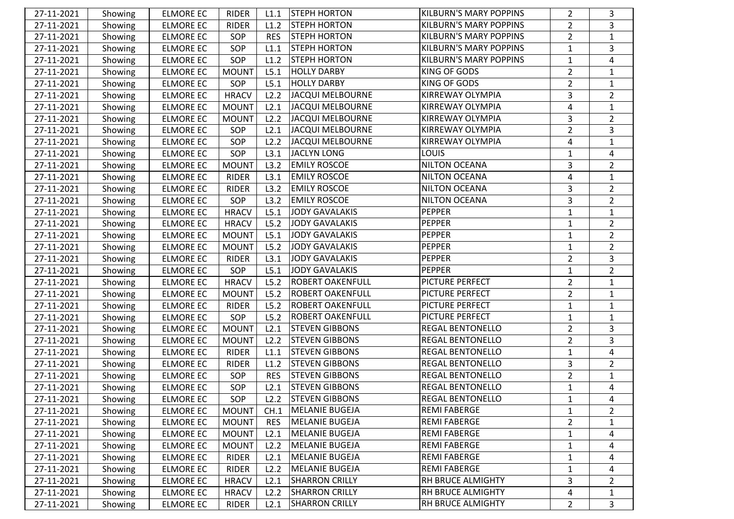| | | | | | | | | |
|---|---|---|---|---|---|---|---|---|
| 27-11-2021 | Showing | ELMORE EC | RIDER | L1.1 | STEPH HORTON | KILBURN'S MARY POPPINS | 2 | 3 |
| 27-11-2021 | Showing | ELMORE EC | RIDER | L1.2 | STEPH HORTON | KILBURN'S MARY POPPINS | 2 | 3 |
| 27-11-2021 | Showing | ELMORE EC | SOP | RES | STEPH HORTON | KILBURN'S MARY POPPINS | 2 | 1 |
| 27-11-2021 | Showing | ELMORE EC | SOP | L1.1 | STEPH HORTON | KILBURN'S MARY POPPINS | 1 | 3 |
| 27-11-2021 | Showing | ELMORE EC | SOP | L1.2 | STEPH HORTON | KILBURN'S MARY POPPINS | 1 | 4 |
| 27-11-2021 | Showing | ELMORE EC | MOUNT | L5.1 | HOLLY DARBY | KING OF GODS | 2 | 1 |
| 27-11-2021 | Showing | ELMORE EC | SOP | L5.1 | HOLLY DARBY | KING OF GODS | 2 | 1 |
| 27-11-2021 | Showing | ELMORE EC | HRACV | L2.2 | JACQUI MELBOURNE | KIRREWAY OLYMPIA | 3 | 2 |
| 27-11-2021 | Showing | ELMORE EC | MOUNT | L2.1 | JACQUI MELBOURNE | KIRREWAY OLYMPIA | 4 | 1 |
| 27-11-2021 | Showing | ELMORE EC | MOUNT | L2.2 | JACQUI MELBOURNE | KIRREWAY OLYMPIA | 3 | 2 |
| 27-11-2021 | Showing | ELMORE EC | SOP | L2.1 | JACQUI MELBOURNE | KIRREWAY OLYMPIA | 2 | 3 |
| 27-11-2021 | Showing | ELMORE EC | SOP | L2.2 | JACQUI MELBOURNE | KIRREWAY OLYMPIA | 4 | 1 |
| 27-11-2021 | Showing | ELMORE EC | SOP | L3.1 | JACLYN LONG | LOUIS | 1 | 4 |
| 27-11-2021 | Showing | ELMORE EC | MOUNT | L3.2 | EMILY ROSCOE | NILTON OCEANA | 3 | 2 |
| 27-11-2021 | Showing | ELMORE EC | RIDER | L3.1 | EMILY ROSCOE | NILTON OCEANA | 4 | 1 |
| 27-11-2021 | Showing | ELMORE EC | RIDER | L3.2 | EMILY ROSCOE | NILTON OCEANA | 3 | 2 |
| 27-11-2021 | Showing | ELMORE EC | SOP | L3.2 | EMILY ROSCOE | NILTON OCEANA | 3 | 2 |
| 27-11-2021 | Showing | ELMORE EC | HRACV | L5.1 | JODY GAVALAKIS | PEPPER | 1 | 1 |
| 27-11-2021 | Showing | ELMORE EC | HRACV | L5.2 | JODY GAVALAKIS | PEPPER | 1 | 2 |
| 27-11-2021 | Showing | ELMORE EC | MOUNT | L5.1 | JODY GAVALAKIS | PEPPER | 1 | 2 |
| 27-11-2021 | Showing | ELMORE EC | MOUNT | L5.2 | JODY GAVALAKIS | PEPPER | 1 | 2 |
| 27-11-2021 | Showing | ELMORE EC | RIDER | L3.1 | JODY GAVALAKIS | PEPPER | 2 | 3 |
| 27-11-2021 | Showing | ELMORE EC | SOP | L5.1 | JODY GAVALAKIS | PEPPER | 1 | 2 |
| 27-11-2021 | Showing | ELMORE EC | HRACV | L5.2 | ROBERT OAKENFULL | PICTURE PERFECT | 2 | 1 |
| 27-11-2021 | Showing | ELMORE EC | MOUNT | L5.2 | ROBERT OAKENFULL | PICTURE PERFECT | 2 | 1 |
| 27-11-2021 | Showing | ELMORE EC | RIDER | L5.2 | ROBERT OAKENFULL | PICTURE PERFECT | 1 | 1 |
| 27-11-2021 | Showing | ELMORE EC | SOP | L5.2 | ROBERT OAKENFULL | PICTURE PERFECT | 1 | 1 |
| 27-11-2021 | Showing | ELMORE EC | MOUNT | L2.1 | STEVEN GIBBONS | REGAL BENTONELLO | 2 | 3 |
| 27-11-2021 | Showing | ELMORE EC | MOUNT | L2.2 | STEVEN GIBBONS | REGAL BENTONELLO | 2 | 3 |
| 27-11-2021 | Showing | ELMORE EC | RIDER | L1.1 | STEVEN GIBBONS | REGAL BENTONELLO | 1 | 4 |
| 27-11-2021 | Showing | ELMORE EC | RIDER | L1.2 | STEVEN GIBBONS | REGAL BENTONELLO | 3 | 2 |
| 27-11-2021 | Showing | ELMORE EC | SOP | RES | STEVEN GIBBONS | REGAL BENTONELLO | 2 | 1 |
| 27-11-2021 | Showing | ELMORE EC | SOP | L2.1 | STEVEN GIBBONS | REGAL BENTONELLO | 1 | 4 |
| 27-11-2021 | Showing | ELMORE EC | SOP | L2.2 | STEVEN GIBBONS | REGAL BENTONELLO | 1 | 4 |
| 27-11-2021 | Showing | ELMORE EC | MOUNT | CH.1 | MELANIE BUGEJA | REMI FABERGE | 1 | 2 |
| 27-11-2021 | Showing | ELMORE EC | MOUNT | RES | MELANIE BUGEJA | REMI FABERGE | 2 | 1 |
| 27-11-2021 | Showing | ELMORE EC | MOUNT | L2.1 | MELANIE BUGEJA | REMI FABERGE | 1 | 4 |
| 27-11-2021 | Showing | ELMORE EC | MOUNT | L2.2 | MELANIE BUGEJA | REMI FABERGE | 1 | 4 |
| 27-11-2021 | Showing | ELMORE EC | RIDER | L2.1 | MELANIE BUGEJA | REMI FABERGE | 1 | 4 |
| 27-11-2021 | Showing | ELMORE EC | RIDER | L2.2 | MELANIE BUGEJA | REMI FABERGE | 1 | 4 |
| 27-11-2021 | Showing | ELMORE EC | HRACV | L2.1 | SHARRON CRILLY | RH BRUCE ALMIGHTY | 3 | 2 |
| 27-11-2021 | Showing | ELMORE EC | HRACV | L2.2 | SHARRON CRILLY | RH BRUCE ALMIGHTY | 4 | 1 |
| 27-11-2021 | Showing | ELMORE EC | RIDER | L2.1 | SHARRON CRILLY | RH BRUCE ALMIGHTY | 2 | 3 |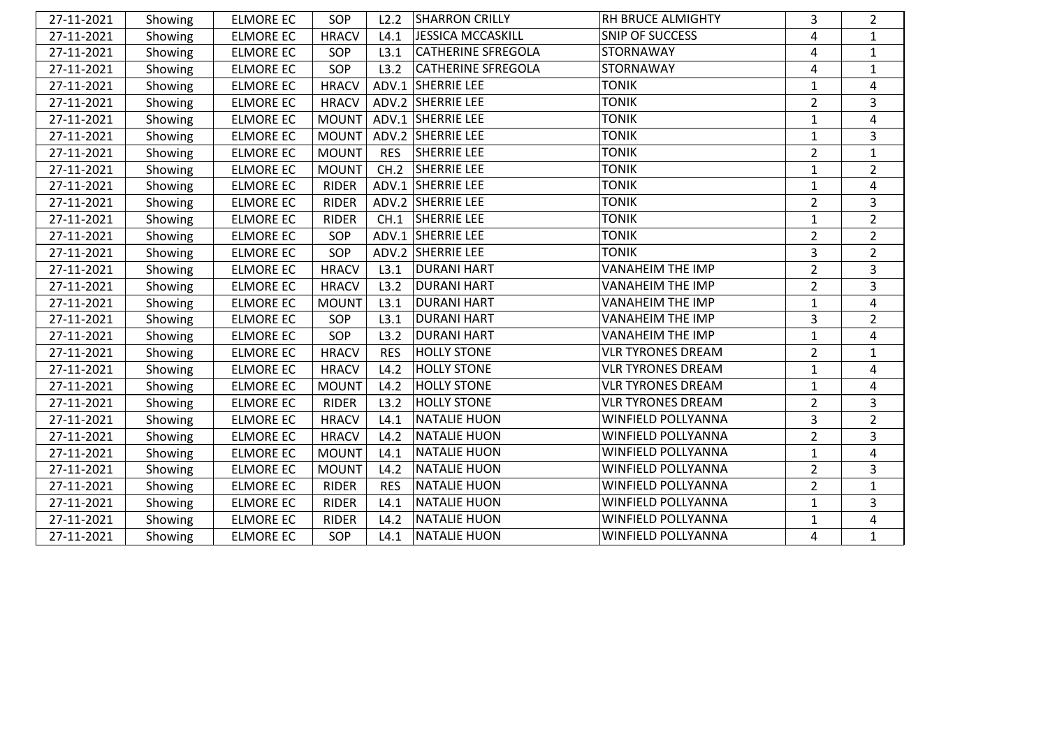| | | | | | | | | |
|---|---|---|---|---|---|---|---|---|
| 27-11-2021 | Showing | ELMORE EC | SOP | L2.2 | SHARRON CRILLY | RH BRUCE ALMIGHTY | 3 | 2 |
| 27-11-2021 | Showing | ELMORE EC | HRACV | L4.1 | JESSICA MCCASKILL | SNIP OF SUCCESS | 4 | 1 |
| 27-11-2021 | Showing | ELMORE EC | SOP | L3.1 | CATHERINE SFREGOLA | STORNAWAY | 4 | 1 |
| 27-11-2021 | Showing | ELMORE EC | SOP | L3.2 | CATHERINE SFREGOLA | STORNAWAY | 4 | 1 |
| 27-11-2021 | Showing | ELMORE EC | HRACV | ADV.1 | SHERRIE LEE | TONIK | 1 | 4 |
| 27-11-2021 | Showing | ELMORE EC | HRACV | ADV.2 | SHERRIE LEE | TONIK | 2 | 3 |
| 27-11-2021 | Showing | ELMORE EC | MOUNT | ADV.1 | SHERRIE LEE | TONIK | 1 | 4 |
| 27-11-2021 | Showing | ELMORE EC | MOUNT | ADV.2 | SHERRIE LEE | TONIK | 1 | 3 |
| 27-11-2021 | Showing | ELMORE EC | MOUNT | RES | SHERRIE LEE | TONIK | 2 | 1 |
| 27-11-2021 | Showing | ELMORE EC | MOUNT | CH.2 | SHERRIE LEE | TONIK | 1 | 2 |
| 27-11-2021 | Showing | ELMORE EC | RIDER | ADV.1 | SHERRIE LEE | TONIK | 1 | 4 |
| 27-11-2021 | Showing | ELMORE EC | RIDER | ADV.2 | SHERRIE LEE | TONIK | 2 | 3 |
| 27-11-2021 | Showing | ELMORE EC | RIDER | CH.1 | SHERRIE LEE | TONIK | 1 | 2 |
| 27-11-2021 | Showing | ELMORE EC | SOP | ADV.1 | SHERRIE LEE | TONIK | 2 | 2 |
| 27-11-2021 | Showing | ELMORE EC | SOP | ADV.2 | SHERRIE LEE | TONIK | 3 | 2 |
| 27-11-2021 | Showing | ELMORE EC | HRACV | L3.1 | DURANI HART | VANAHEIM THE IMP | 2 | 3 |
| 27-11-2021 | Showing | ELMORE EC | HRACV | L3.2 | DURANI HART | VANAHEIM THE IMP | 2 | 3 |
| 27-11-2021 | Showing | ELMORE EC | MOUNT | L3.1 | DURANI HART | VANAHEIM THE IMP | 1 | 4 |
| 27-11-2021 | Showing | ELMORE EC | SOP | L3.1 | DURANI HART | VANAHEIM THE IMP | 3 | 2 |
| 27-11-2021 | Showing | ELMORE EC | SOP | L3.2 | DURANI HART | VANAHEIM THE IMP | 1 | 4 |
| 27-11-2021 | Showing | ELMORE EC | HRACV | RES | HOLLY STONE | VLR TYRONES DREAM | 2 | 1 |
| 27-11-2021 | Showing | ELMORE EC | HRACV | L4.2 | HOLLY STONE | VLR TYRONES DREAM | 1 | 4 |
| 27-11-2021 | Showing | ELMORE EC | MOUNT | L4.2 | HOLLY STONE | VLR TYRONES DREAM | 1 | 4 |
| 27-11-2021 | Showing | ELMORE EC | RIDER | L3.2 | HOLLY STONE | VLR TYRONES DREAM | 2 | 3 |
| 27-11-2021 | Showing | ELMORE EC | HRACV | L4.1 | NATALIE HUON | WINFIELD POLLYANNA | 3 | 2 |
| 27-11-2021 | Showing | ELMORE EC | HRACV | L4.2 | NATALIE HUON | WINFIELD POLLYANNA | 2 | 3 |
| 27-11-2021 | Showing | ELMORE EC | MOUNT | L4.1 | NATALIE HUON | WINFIELD POLLYANNA | 1 | 4 |
| 27-11-2021 | Showing | ELMORE EC | MOUNT | L4.2 | NATALIE HUON | WINFIELD POLLYANNA | 2 | 3 |
| 27-11-2021 | Showing | ELMORE EC | RIDER | RES | NATALIE HUON | WINFIELD POLLYANNA | 2 | 1 |
| 27-11-2021 | Showing | ELMORE EC | RIDER | L4.1 | NATALIE HUON | WINFIELD POLLYANNA | 1 | 3 |
| 27-11-2021 | Showing | ELMORE EC | RIDER | L4.2 | NATALIE HUON | WINFIELD POLLYANNA | 1 | 4 |
| 27-11-2021 | Showing | ELMORE EC | SOP | L4.1 | NATALIE HUON | WINFIELD POLLYANNA | 4 | 1 |